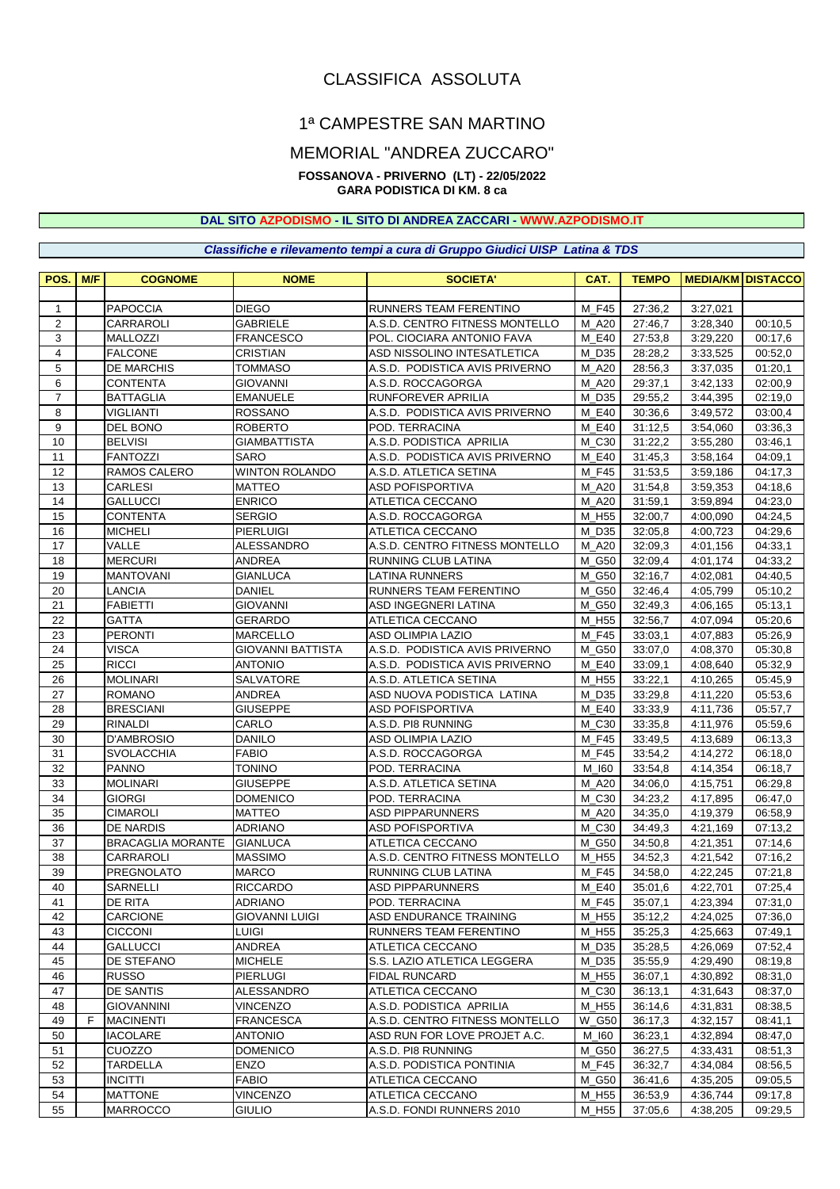# CLASSIFICA ASSOLUTA

## 1ª CAMPESTRE SAN MARTINO

## MEMORIAL "ANDREA ZUCCARO"

**FOSSANOVA - PRIVERNO (LT) - 22/05/2022**
**GARA PODISTICA DI KM. 8 ca**

**DAL SITO AZPODISMO - IL SITO DI ANDREA ZACCARI - WWW.AZPODISMO.IT**

***Classifiche e rilevamento tempi a cura di Gruppo Giudici UISP Latina & TDS***

| POS. | M/F | COGNOME | NOME | SOCIETA' | CAT. | TEMPO | MEDIA/KM | DISTACCO |
|---|---|---|---|---|---|---|---|---|
| 1 | | PAPOCCIA | DIEGO | RUNNERS TEAM FERENTINO | M_F45 | 27:36,2 | 3:27,021 | |
| 2 | | CARRAROLI | GABRIELE | A.S.D. CENTRO FITNESS MONTELLO | M_A20 | 27:46,7 | 3:28,340 | 00:10,5 |
| 3 | | MALLOZZI | FRANCESCO | POL. CIOCIARIA ANTONIO FAVA | M_E40 | 27:53,8 | 3:29,220 | 00:17,6 |
| 4 | | FALCONE | CRISTIAN | ASD NISSOLINO INTESATLETICA | M_D35 | 28:28,2 | 3:33,525 | 00:52,0 |
| 5 | | DE MARCHIS | TOMMASO | A.S.D. PODISTICA AVIS PRIVERNO | M_A20 | 28:56,3 | 3:37,035 | 01:20,1 |
| 6 | | CONTENTA | GIOVANNI | A.S.D. ROCCAGORGA | M_A20 | 29:37,1 | 3:42,133 | 02:00,9 |
| 7 | | BATTAGLIA | EMANUELE | RUNFOREVER APRILIA | M_D35 | 29:55,2 | 3:44,395 | 02:19,0 |
| 8 | | VIGLIANTI | ROSSANO | A.S.D. PODISTICA AVIS PRIVERNO | M_E40 | 30:36,6 | 3:49,572 | 03:00,4 |
| 9 | | DEL BONO | ROBERTO | POD. TERRACINA | M_E40 | 31:12,5 | 3:54,060 | 03:36,3 |
| 10 | | BELVISI | GIAMBATTISTA | A.S.D. PODISTICA APRILIA | M_C30 | 31:22,2 | 3:55,280 | 03:46,1 |
| 11 | | FANTOZZI | SARO | A.S.D. PODISTICA AVIS PRIVERNO | M_E40 | 31:45,3 | 3:58,164 | 04:09,1 |
| 12 | | RAMOS CALERO | WINTON ROLANDO | A.S.D. ATLETICA SETINA | M_F45 | 31:53,5 | 3:59,186 | 04:17,3 |
| 13 | | CARLESI | MATTEO | ASD POFISPORTIVA | M_A20 | 31:54,8 | 3:59,353 | 04:18,6 |
| 14 | | GALLUCCI | ENRICO | ATLETICA CECCANO | M_A20 | 31:59,1 | 3:59,894 | 04:23,0 |
| 15 | | CONTENTA | SERGIO | A.S.D. ROCCAGORGA | M_H55 | 32:00,7 | 4:00,090 | 04:24,5 |
| 16 | | MICHELI | PIERLUIGI | ATLETICA CECCANO | M_D35 | 32:05,8 | 4:00,723 | 04:29,6 |
| 17 | | VALLE | ALESSANDRO | A.S.D. CENTRO FITNESS MONTELLO | M_A20 | 32:09,3 | 4:01,156 | 04:33,1 |
| 18 | | MERCURI | ANDREA | RUNNING CLUB LATINA | M_G50 | 32:09,4 | 4:01,174 | 04:33,2 |
| 19 | | MANTOVANI | GIANLUCA | LATINA RUNNERS | M_G50 | 32:16,7 | 4:02,081 | 04:40,5 |
| 20 | | LANCIA | DANIEL | RUNNERS TEAM FERENTINO | M_G50 | 32:46,4 | 4:05,799 | 05:10,2 |
| 21 | | FABIETTI | GIOVANNI | ASD INGEGNERI LATINA | M_G50 | 32:49,3 | 4:06,165 | 05:13,1 |
| 22 | | GATTA | GERARDO | ATLETICA CECCANO | M_H55 | 32:56,7 | 4:07,094 | 05:20,6 |
| 23 | | PERONTI | MARCELLO | ASD OLIMPIA LAZIO | M_F45 | 33:03,1 | 4:07,883 | 05:26,9 |
| 24 | | VISCA | GIOVANNI BATTISTA | A.S.D. PODISTICA AVIS PRIVERNO | M_G50 | 33:07,0 | 4:08,370 | 05:30,8 |
| 25 | | RICCI | ANTONIO | A.S.D. PODISTICA AVIS PRIVERNO | M_E40 | 33:09,1 | 4:08,640 | 05:32,9 |
| 26 | | MOLINARI | SALVATORE | A.S.D. ATLETICA SETINA | M_H55 | 33:22,1 | 4:10,265 | 05:45,9 |
| 27 | | ROMANO | ANDREA | ASD NUOVA PODISTICA LATINA | M_D35 | 33:29,8 | 4:11,220 | 05:53,6 |
| 28 | | BRESCIANI | GIUSEPPE | ASD POFISPORTIVA | M_E40 | 33:33,9 | 4:11,736 | 05:57,7 |
| 29 | | RINALDI | CARLO | A.S.D. PI8 RUNNING | M_C30 | 33:35,8 | 4:11,976 | 05:59,6 |
| 30 | | D'AMBROSIO | DANILO | ASD OLIMPIA LAZIO | M_F45 | 33:49,5 | 4:13,689 | 06:13,3 |
| 31 | | SVOLACCHIA | FABIO | A.S.D. ROCCAGORGA | M_F45 | 33:54,2 | 4:14,272 | 06:18,0 |
| 32 | | PANNO | TONINO | POD. TERRACINA | M_I60 | 33:54,8 | 4:14,354 | 06:18,7 |
| 33 | | MOLINARI | GIUSEPPE | A.S.D. ATLETICA SETINA | M_A20 | 34:06,0 | 4:15,751 | 06:29,8 |
| 34 | | GIORGI | DOMENICO | POD. TERRACINA | M_C30 | 34:23,2 | 4:17,895 | 06:47,0 |
| 35 | | CIMAROLI | MATTEO | ASD PIPPARUNNERS | M_A20 | 34:35,0 | 4:19,379 | 06:58,9 |
| 36 | | DE NARDIS | ADRIANO | ASD POFISPORTIVA | M_C30 | 34:49,3 | 4:21,169 | 07:13,2 |
| 37 | | BRACAGLIA MORANTE | GIANLUCA | ATLETICA CECCANO | M_G50 | 34:50,8 | 4:21,351 | 07:14,6 |
| 38 | | CARRAROLI | MASSIMO | A.S.D. CENTRO FITNESS MONTELLO | M_H55 | 34:52,3 | 4:21,542 | 07:16,2 |
| 39 | | PREGNOLATO | MARCO | RUNNING CLUB LATINA | M_F45 | 34:58,0 | 4:22,245 | 07:21,8 |
| 40 | | SARNELLI | RICCARDO | ASD PIPPARUNNERS | M_E40 | 35:01,6 | 4:22,701 | 07:25,4 |
| 41 | | DE RITA | ADRIANO | POD. TERRACINA | M_F45 | 35:07,1 | 4:23,394 | 07:31,0 |
| 42 | | CARCIONE | GIOVANNI LUIGI | ASD ENDURANCE TRAINING | M_H55 | 35:12,2 | 4:24,025 | 07:36,0 |
| 43 | | CICCONI | LUIGI | RUNNERS TEAM FERENTINO | M_H55 | 35:25,3 | 4:25,663 | 07:49,1 |
| 44 | | GALLUCCI | ANDREA | ATLETICA CECCANO | M_D35 | 35:28,5 | 4:26,069 | 07:52,4 |
| 45 | | DE STEFANO | MICHELE | S.S. LAZIO ATLETICA LEGGERA | M_D35 | 35:55,9 | 4:29,490 | 08:19,8 |
| 46 | | RUSSO | PIERLUGI | FIDAL RUNCARD | M_H55 | 36:07,1 | 4:30,892 | 08:31,0 |
| 47 | | DE SANTIS | ALESSANDRO | ATLETICA CECCANO | M_C30 | 36:13,1 | 4:31,643 | 08:37,0 |
| 48 | | GIOVANNINI | VINCENZO | A.S.D. PODISTICA APRILIA | M_H55 | 36:14,6 | 4:31,831 | 08:38,5 |
| 49 | F | MACINENTI | FRANCESCA | A.S.D. CENTRO FITNESS MONTELLO | W_G50 | 36:17,3 | 4:32,157 | 08:41,1 |
| 50 | | IACOLARE | ANTONIO | ASD RUN FOR LOVE PROJET A.C. | M_I60 | 36:23,1 | 4:32,894 | 08:47,0 |
| 51 | | CUOZZO | DOMENICO | A.S.D. PI8 RUNNING | M_G50 | 36:27,5 | 4:33,431 | 08:51,3 |
| 52 | | TARDELLA | ENZO | A.S.D. PODISTICA PONTINIA | M_F45 | 36:32,7 | 4:34,084 | 08:56,5 |
| 53 | | INCITTI | FABIO | ATLETICA CECCANO | M_G50 | 36:41,6 | 4:35,205 | 09:05,5 |
| 54 | | MATTONE | VINCENZO | ATLETICA CECCANO | M_H55 | 36:53,9 | 4:36,744 | 09:17,8 |
| 55 | | MARROCCO | GIULIO | A.S.D. FONDI RUNNERS 2010 | M_H55 | 37:05,6 | 4:38,205 | 09:29,5 |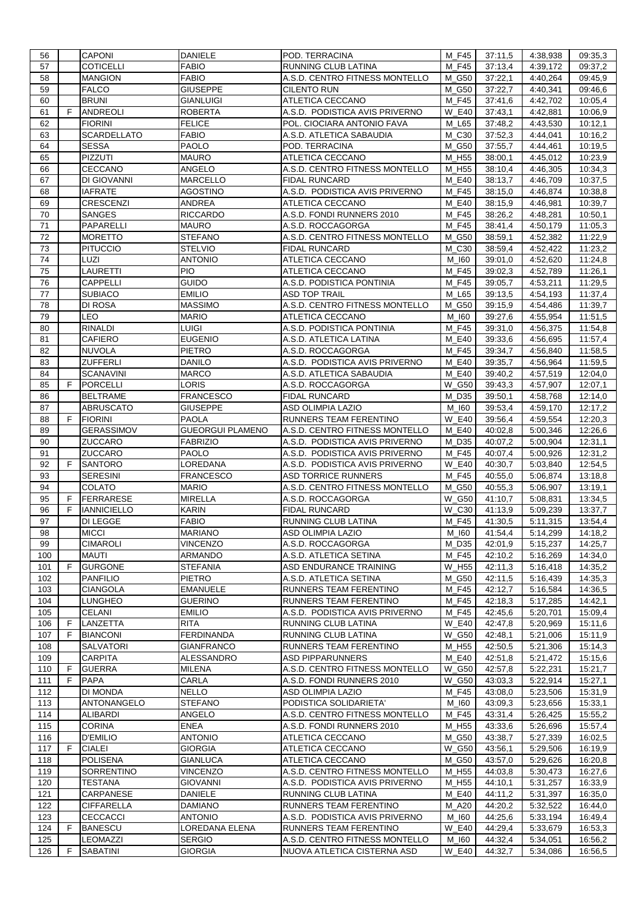| 56 | | CAPONI | DANIELE | POD. TERRACINA | M_F45 | 37:11,5 | 4:38,938 | 09:35,3 |
|---|---|---|---|---|---|---|---|---|
| 57 | | COTICELLI | FABIO | RUNNING CLUB LATINA | M_F45 | 37:13,4 | 4:39,172 | 09:37,2 |
| 58 | | MANGION | FABIO | A.S.D. CENTRO FITNESS MONTELLO | M_G50 | 37:22,1 | 4:40,264 | 09:45,9 |
| 59 | | FALCO | GIUSEPPE | CILENTO RUN | M_G50 | 37:22,7 | 4:40,341 | 09:46,6 |
| 60 | | BRUNI | GIANLUIGI | ATLETICA CECCANO | M_F45 | 37:41,6 | 4:42,702 | 10:05,4 |
| 61 | F | ANDREOLI | ROBERTA | A.S.D. PODISTICA AVIS PRIVERNO | W_E40 | 37:43,1 | 4:42,881 | 10:06,9 |
| 62 | | FIORINI | FELICE | POL. CIOCIARA ANTONIO FAVA | M_L65 | 37:48,2 | 4:43,530 | 10:12,1 |
| 63 | | SCARDELLATO | FABIO | A.S.D. ATLETICA SABAUDIA | M_C30 | 37:52,3 | 4:44,041 | 10:16,2 |
| 64 | | SESSA | PAOLO | POD. TERRACINA | M_G50 | 37:55,7 | 4:44,461 | 10:19,5 |
| 65 | | PIZZUTI | MAURO | ATLETICA CECCANO | M_H55 | 38:00,1 | 4:45,012 | 10:23,9 |
| 66 | | CECCANO | ANGELO | A.S.D. CENTRO FITNESS MONTELLO | M_H55 | 38:10,4 | 4:46,305 | 10:34,3 |
| 67 | | DI GIOVANNI | MARCELLO | FIDAL RUNCARD | M_E40 | 38:13,7 | 4:46,709 | 10:37,5 |
| 68 | | IAFRATE | AGOSTINO | A.S.D. PODISTICA AVIS PRIVERNO | M_F45 | 38:15,0 | 4:46,874 | 10:38,8 |
| 69 | | CRESCENZI | ANDREA | ATLETICA CECCANO | M_E40 | 38:15,9 | 4:46,981 | 10:39,7 |
| 70 | | SANGES | RICCARDO | A.S.D. FONDI RUNNERS 2010 | M_F45 | 38:26,2 | 4:48,281 | 10:50,1 |
| 71 | | PAPARELLI | MAURO | A.S.D. ROCCAGORGA | M_F45 | 38:41,4 | 4:50,179 | 11:05,3 |
| 72 | | MORETTO | STEFANO | A.S.D. CENTRO FITNESS MONTELLO | M_G50 | 38:59,1 | 4:52,382 | 11:22,9 |
| 73 | | PITUCCIO | STELVIO | FIDAL RUNCARD | M_C30 | 38:59,4 | 4:52,422 | 11:23,2 |
| 74 | | LUZI | ANTONIO | ATLETICA CECCANO | M_I60 | 39:01,0 | 4:52,620 | 11:24,8 |
| 75 | | LAURETTI | PIO | ATLETICA CECCANO | M_F45 | 39:02,3 | 4:52,789 | 11:26,1 |
| 76 | | CAPPELLI | GUIDO | A.S.D. PODISTICA PONTINIA | M_F45 | 39:05,7 | 4:53,211 | 11:29,5 |
| 77 | | SUBIACO | EMILIO | ASD TOP TRAIL | M_L65 | 39:13,5 | 4:54,193 | 11:37,4 |
| 78 | | DI ROSA | MASSIMO | A.S.D. CENTRO FITNESS MONTELLO | M_G50 | 39:15,9 | 4:54,486 | 11:39,7 |
| 79 | | LEO | MARIO | ATLETICA CECCANO | M_I60 | 39:27,6 | 4:55,954 | 11:51,5 |
| 80 | | RINALDI | LUIGI | A.S.D. PODISTICA PONTINIA | M_F45 | 39:31,0 | 4:56,375 | 11:54,8 |
| 81 | | CAFIERO | EUGENIO | A.S.D. ATLETICA LATINA | M_E40 | 39:33,6 | 4:56,695 | 11:57,4 |
| 82 | | NUVOLA | PIETRO | A.S.D. ROCCAGORGA | M_F45 | 39:34,7 | 4:56,840 | 11:58,5 |
| 83 | | ZUFFERLI | DANILO | A.S.D. PODISTICA AVIS PRIVERNO | M_E40 | 39:35,7 | 4:56,964 | 11:59,5 |
| 84 | | SCANAVINI | MARCO | A.S.D. ATLETICA SABAUDIA | M_E40 | 39:40,2 | 4:57,519 | 12:04,0 |
| 85 | F | PORCELLI | LORIS | A.S.D. ROCCAGORGA | W_G50 | 39:43,3 | 4:57,907 | 12:07,1 |
| 86 | | BELTRAME | FRANCESCO | FIDAL RUNCARD | M_D35 | 39:50,1 | 4:58,768 | 12:14,0 |
| 87 | | ABRUSCATO | GIUSEPPE | ASD OLIMPIA LAZIO | M_I60 | 39:53,4 | 4:59,170 | 12:17,2 |
| 88 | F | FIORINI | PAOLA | RUNNERS TEAM FERENTINO | W_E40 | 39:56,4 | 4:59,554 | 12:20,3 |
| 89 | | GERASSIMOV | GUEORGUI PLAMENO | A.S.D. CENTRO FITNESS MONTELLO | M_E40 | 40:02,8 | 5:00,346 | 12:26,6 |
| 90 | | ZUCCARO | FABRIZIO | A.S.D. PODISTICA AVIS PRIVERNO | M_D35 | 40:07,2 | 5:00,904 | 12:31,1 |
| 91 | | ZUCCARO | PAOLO | A.S.D. PODISTICA AVIS PRIVERNO | M_F45 | 40:07,4 | 5:00,926 | 12:31,2 |
| 92 | F | SANTORO | LOREDANA | A.S.D. PODISTICA AVIS PRIVERNO | W_E40 | 40:30,7 | 5:03,840 | 12:54,5 |
| 93 | | SERESINI | FRANCESCO | ASD TORRICE RUNNERS | M_F45 | 40:55,0 | 5:06,874 | 13:18,8 |
| 94 | | COLATO | MARIO | A.S.D. CENTRO FITNESS MONTELLO | M_G50 | 40:55,3 | 5:06,907 | 13:19,1 |
| 95 | F | FERRARESE | MIRELLA | A.S.D. ROCCAGORGA | W_G50 | 41:10,7 | 5:08,831 | 13:34,5 |
| 96 | F | IANNICIELLO | KARIN | FIDAL RUNCARD | W_C30 | 41:13,9 | 5:09,239 | 13:37,7 |
| 97 | | DI LEGGE | FABIO | RUNNING CLUB LATINA | M_F45 | 41:30,5 | 5:11,315 | 13:54,4 |
| 98 | | MICCI | MARIANO | ASD OLIMPIA LAZIO | M_I60 | 41:54,4 | 5:14,299 | 14:18,2 |
| 99 | | CIMAROLI | VINCENZO | A.S.D. ROCCAGORGA | M_D35 | 42:01,9 | 5:15,237 | 14:25,7 |
| 100 | | MAUTI | ARMANDO | A.S.D. ATLETICA SETINA | M_F45 | 42:10,2 | 5:16,269 | 14:34,0 |
| 101 | F | GURGONE | STEFANIA | ASD ENDURANCE TRAINING | W_H55 | 42:11,3 | 5:16,418 | 14:35,2 |
| 102 | | PANFILIO | PIETRO | A.S.D. ATLETICA SETINA | M_G50 | 42:11,5 | 5:16,439 | 14:35,3 |
| 103 | | CIANGOLA | EMANUELE | RUNNERS TEAM FERENTINO | M_F45 | 42:12,7 | 5:16,584 | 14:36,5 |
| 104 | | LUNGHEO | GUERINO | RUNNERS TEAM FERENTINO | M_F45 | 42:18,3 | 5:17,285 | 14:42,1 |
| 105 | | CELANI | EMILIO | A.S.D. PODISTICA AVIS PRIVERNO | M_F45 | 42:45,6 | 5:20,701 | 15:09,4 |
| 106 | F | LANZETTA | RITA | RUNNING CLUB LATINA | W_E40 | 42:47,8 | 5:20,969 | 15:11,6 |
| 107 | F | BIANCONI | FERDINANDA | RUNNING CLUB LATINA | W_G50 | 42:48,1 | 5:21,006 | 15:11,9 |
| 108 | | SALVATORI | GIANFRANCO | RUNNERS TEAM FERENTINO | M_H55 | 42:50,5 | 5:21,306 | 15:14,3 |
| 109 | | CARPITA | ALESSANDRO | ASD PIPPARUNNERS | M_E40 | 42:51,8 | 5:21,472 | 15:15,6 |
| 110 | F | GUERRA | MILENA | A.S.D. CENTRO FITNESS MONTELLO | W_G50 | 42:57,8 | 5:22,231 | 15:21,7 |
| 111 | F | PAPA | CARLA | A.S.D. FONDI RUNNERS 2010 | W_G50 | 43:03,3 | 5:22,914 | 15:27,1 |
| 112 | | DI MONDA | NELLO | ASD OLIMPIA LAZIO | M_F45 | 43:08,0 | 5:23,506 | 15:31,9 |
| 113 | | ANTONANGELO | STEFANO | PODISTICA SOLIDARIETA' | M_I60 | 43:09,3 | 5:23,656 | 15:33,1 |
| 114 | | ALIBARDI | ANGELO | A.S.D. CENTRO FITNESS MONTELLO | M_F45 | 43:31,4 | 5:26,425 | 15:55,2 |
| 115 | | CORINA | ENEA | A.S.D. FONDI RUNNERS 2010 | M_H55 | 43:33,6 | 5:26,696 | 15:57,4 |
| 116 | | D'EMILIO | ANTONIO | ATLETICA CECCANO | M_G50 | 43:38,7 | 5:27,339 | 16:02,5 |
| 117 | F | CIALEI | GIORGIA | ATLETICA CECCANO | W_G50 | 43:56,1 | 5:29,506 | 16:19,9 |
| 118 | | POLISENA | GIANLUCA | ATLETICA CECCANO | M_G50 | 43:57,0 | 5:29,626 | 16:20,8 |
| 119 | | SORRENTINO | VINCENZO | A.S.D. CENTRO FITNESS MONTELLO | M_H55 | 44:03,8 | 5:30,473 | 16:27,6 |
| 120 | | TESTANA | GIOVANNI | A.S.D. PODISTICA AVIS PRIVERNO | M_H55 | 44:10,1 | 5:31,257 | 16:33,9 |
| 121 | | CARPANESE | DANIELE | RUNNING CLUB LATINA | M_E40 | 44:11,2 | 5:31,397 | 16:35,0 |
| 122 | | CIFFARELLA | DAMIANO | RUNNERS TEAM FERENTINO | M_A20 | 44:20,2 | 5:32,522 | 16:44,0 |
| 123 | | CECCACCI | ANTONIO | A.S.D. PODISTICA AVIS PRIVERNO | M_I60 | 44:25,6 | 5:33,194 | 16:49,4 |
| 124 | F | BANESCU | LOREDANA ELENA | RUNNERS TEAM FERENTINO | W_E40 | 44:29,4 | 5:33,679 | 16:53,3 |
| 125 | | LEOMAZZI | SERGIO | A.S.D. CENTRO FITNESS MONTELLO | M_I60 | 44:32,4 | 5:34,051 | 16:56,2 |
| 126 | F | SABATINI | GIORGIA | NUOVA ATLETICA CISTERNA ASD | W_E40 | 44:32,7 | 5:34,086 | 16:56,5 |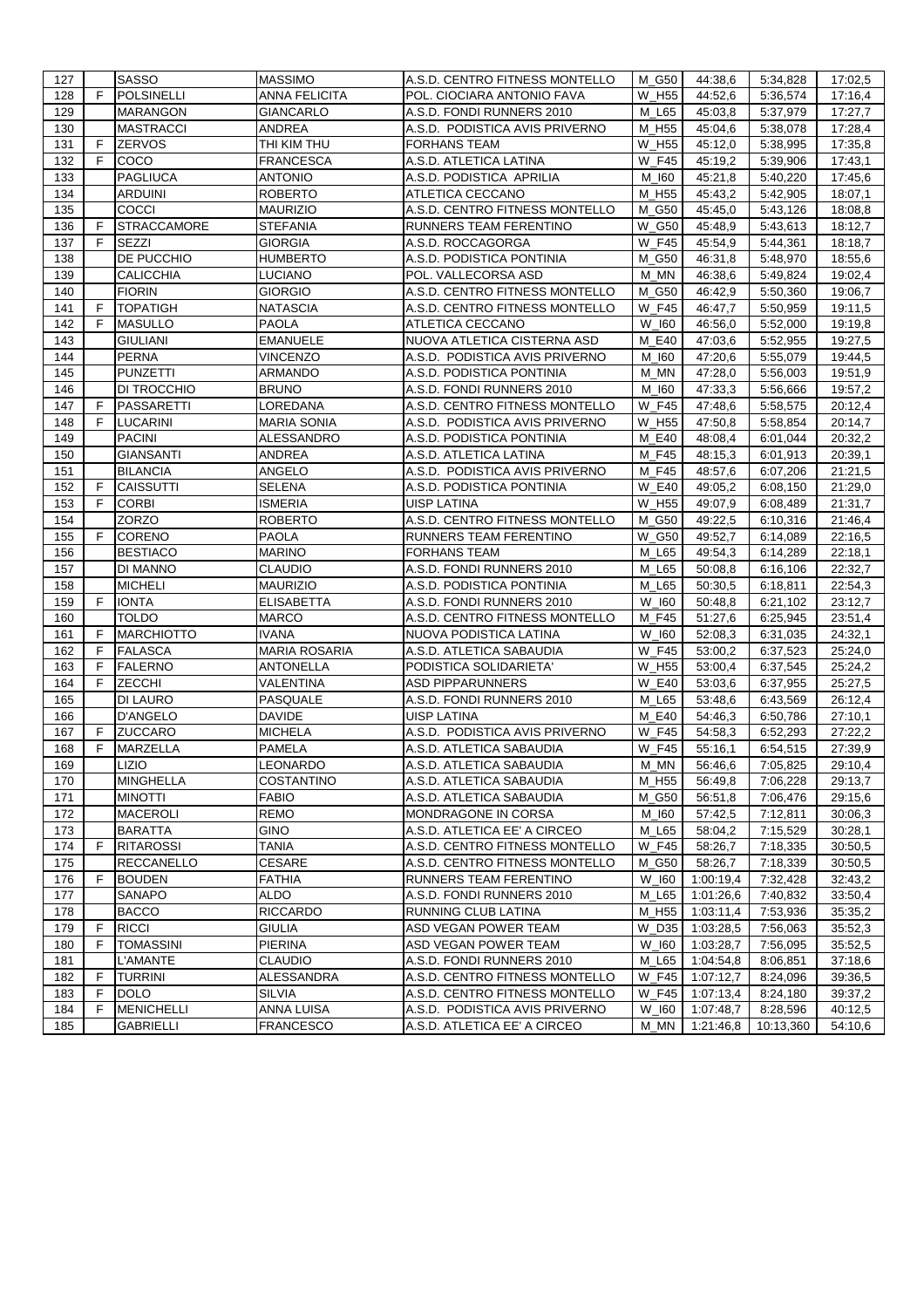| | | | | | | | | |
|---|---|---|---|---|---|---|---|---|
| 127 | | SASSO | MASSIMO | A.S.D. CENTRO FITNESS MONTELLO | M_G50 | 44:38,6 | 5:34,828 | 17:02,5 |
| 128 | F | POLSINELLI | ANNA FELICITA | POL. CIOCIARA ANTONIO FAVA | W_H55 | 44:52,6 | 5:36,574 | 17:16,4 |
| 129 | | MARANGON | GIANCARLO | A.S.D. FONDI RUNNERS 2010 | M_L65 | 45:03,8 | 5:37,979 | 17:27,7 |
| 130 | | MASTRACCI | ANDREA | A.S.D. PODISTICA AVIS PRIVERNO | M_H55 | 45:04,6 | 5:38,078 | 17:28,4 |
| 131 | F | ZERVOS | THI KIM THU | FORHANS TEAM | W_H55 | 45:12,0 | 5:38,995 | 17:35,8 |
| 132 | F | COCO | FRANCESCA | A.S.D. ATLETICA LATINA | W_F45 | 45:19,2 | 5:39,906 | 17:43,1 |
| 133 | | PAGLIUCA | ANTONIO | A.S.D. PODISTICA APRILIA | M_I60 | 45:21,8 | 5:40,220 | 17:45,6 |
| 134 | | ARDUINI | ROBERTO | ATLETICA CECCANO | M_H55 | 45:43,2 | 5:42,905 | 18:07,1 |
| 135 | | COCCI | MAURIZIO | A.S.D. CENTRO FITNESS MONTELLO | M_G50 | 45:45,0 | 5:43,126 | 18:08,8 |
| 136 | F | STRACCAMORE | STEFANIA | RUNNERS TEAM FERENTINO | W_G50 | 45:48,9 | 5:43,613 | 18:12,7 |
| 137 | F | SEZZI | GIORGIA | A.S.D. ROCCAGORGA | W_F45 | 45:54,9 | 5:44,361 | 18:18,7 |
| 138 | | DE PUCCHIO | HUMBERTO | A.S.D. PODISTICA PONTINIA | M_G50 | 46:31,8 | 5:48,970 | 18:55,6 |
| 139 | | CALICCHIA | LUCIANO | POL. VALLECORSA ASD | M_MN | 46:38,6 | 5:49,824 | 19:02,4 |
| 140 | | FIORIN | GIORGIO | A.S.D. CENTRO FITNESS MONTELLO | M_G50 | 46:42,9 | 5:50,360 | 19:06,7 |
| 141 | F | TOPATIGH | NATASCIA | A.S.D. CENTRO FITNESS MONTELLO | W_F45 | 46:47,7 | 5:50,959 | 19:11,5 |
| 142 | F | MASULLO | PAOLA | ATLETICA CECCANO | W_I60 | 46:56,0 | 5:52,000 | 19:19,8 |
| 143 | | GIULIANI | EMANUELE | NUOVA ATLETICA CISTERNA ASD | M_E40 | 47:03,6 | 5:52,955 | 19:27,5 |
| 144 | | PERNA | VINCENZO | A.S.D. PODISTICA AVIS PRIVERNO | M_I60 | 47:20,6 | 5:55,079 | 19:44,5 |
| 145 | | PUNZETTI | ARMANDO | A.S.D. PODISTICA PONTINIA | M_MN | 47:28,0 | 5:56,003 | 19:51,9 |
| 146 | | DI TROCCHIO | BRUNO | A.S.D. FONDI RUNNERS 2010 | M_I60 | 47:33,3 | 5:56,666 | 19:57,2 |
| 147 | F | PASSARETTI | LOREDANA | A.S.D. CENTRO FITNESS MONTELLO | W_F45 | 47:48,6 | 5:58,575 | 20:12,4 |
| 148 | F | LUCARINI | MARIA SONIA | A.S.D. PODISTICA AVIS PRIVERNO | W_H55 | 47:50,8 | 5:58,854 | 20:14,7 |
| 149 | | PACINI | ALESSANDRO | A.S.D. PODISTICA PONTINIA | M_E40 | 48:08,4 | 6:01,044 | 20:32,2 |
| 150 | | GIANSANTI | ANDREA | A.S.D. ATLETICA LATINA | M_F45 | 48:15,3 | 6:01,913 | 20:39,1 |
| 151 | | BILANCIA | ANGELO | A.S.D. PODISTICA AVIS PRIVERNO | M_F45 | 48:57,6 | 6:07,206 | 21:21,5 |
| 152 | F | CAISSUTTI | SELENA | A.S.D. PODISTICA PONTINIA | W_E40 | 49:05,2 | 6:08,150 | 21:29,0 |
| 153 | F | CORBI | ISMERIA | UISP LATINA | W_H55 | 49:07,9 | 6:08,489 | 21:31,7 |
| 154 | | ZORZO | ROBERTO | A.S.D. CENTRO FITNESS MONTELLO | M_G50 | 49:22,5 | 6:10,316 | 21:46,4 |
| 155 | F | CORENO | PAOLA | RUNNERS TEAM FERENTINO | W_G50 | 49:52,7 | 6:14,089 | 22:16,5 |
| 156 | | BESTIACO | MARINO | FORHANS TEAM | M_L65 | 49:54,3 | 6:14,289 | 22:18,1 |
| 157 | | DI MANNO | CLAUDIO | A.S.D. FONDI RUNNERS 2010 | M_L65 | 50:08,8 | 6:16,106 | 22:32,7 |
| 158 | | MICHELI | MAURIZIO | A.S.D. PODISTICA PONTINIA | M_L65 | 50:30,5 | 6:18,811 | 22:54,3 |
| 159 | F | IONTA | ELISABETTA | A.S.D. FONDI RUNNERS 2010 | W_I60 | 50:48,8 | 6:21,102 | 23:12,7 |
| 160 | | TOLDO | MARCO | A.S.D. CENTRO FITNESS MONTELLO | M_F45 | 51:27,6 | 6:25,945 | 23:51,4 |
| 161 | F | MARCHIOTTO | IVANA | NUOVA PODISTICA LATINA | W_I60 | 52:08,3 | 6:31,035 | 24:32,1 |
| 162 | F | FALASCA | MARIA ROSARIA | A.S.D. ATLETICA SABAUDIA | W_F45 | 53:00,2 | 6:37,523 | 25:24,0 |
| 163 | F | FALERNO | ANTONELLA | PODISTICA SOLIDARIETA' | W_H55 | 53:00,4 | 6:37,545 | 25:24,2 |
| 164 | F | ZECCHI | VALENTINA | ASD PIPPARUNNERS | W_E40 | 53:03,6 | 6:37,955 | 25:27,5 |
| 165 | | DI LAURO | PASQUALE | A.S.D. FONDI RUNNERS 2010 | M_L65 | 53:48,6 | 6:43,569 | 26:12,4 |
| 166 | | D'ANGELO | DAVIDE | UISP LATINA | M_E40 | 54:46,3 | 6:50,786 | 27:10,1 |
| 167 | F | ZUCCARO | MICHELA | A.S.D. PODISTICA AVIS PRIVERNO | W_F45 | 54:58,3 | 6:52,293 | 27:22,2 |
| 168 | F | MARZELLA | PAMELA | A.S.D. ATLETICA SABAUDIA | W_F45 | 55:16,1 | 6:54,515 | 27:39,9 |
| 169 | | LIZIO | LEONARDO | A.S.D. ATLETICA SABAUDIA | M_MN | 56:46,6 | 7:05,825 | 29:10,4 |
| 170 | | MINGHELLA | COSTANTINO | A.S.D. ATLETICA SABAUDIA | M_H55 | 56:49,8 | 7:06,228 | 29:13,7 |
| 171 | | MINOTTI | FABIO | A.S.D. ATLETICA SABAUDIA | M_G50 | 56:51,8 | 7:06,476 | 29:15,6 |
| 172 | | MACEROLI | REMO | MONDRAGONE IN CORSA | M_I60 | 57:42,5 | 7:12,811 | 30:06,3 |
| 173 | | BARATTA | GINO | A.S.D. ATLETICA EE' A CIRCEO | M_L65 | 58:04,2 | 7:15,529 | 30:28,1 |
| 174 | F | RITAROSSI | TANIA | A.S.D. CENTRO FITNESS MONTELLO | W_F45 | 58:26,7 | 7:18,335 | 30:50,5 |
| 175 | | RECCANELLO | CESARE | A.S.D. CENTRO FITNESS MONTELLO | M_G50 | 58:26,7 | 7:18,339 | 30:50,5 |
| 176 | F | BOUDEN | FATHIA | RUNNERS TEAM FERENTINO | W_I60 | 1:00:19,4 | 7:32,428 | 32:43,2 |
| 177 | | SANAPO | ALDO | A.S.D. FONDI RUNNERS 2010 | M_L65 | 1:01:26,6 | 7:40,832 | 33:50,4 |
| 178 | | BACCO | RICCARDO | RUNNING CLUB LATINA | M_H55 | 1:03:11,4 | 7:53,936 | 35:35,2 |
| 179 | F | RICCI | GIULIA | ASD VEGAN POWER TEAM | W_D35 | 1:03:28,5 | 7:56,063 | 35:52,3 |
| 180 | F | TOMASSINI | PIERINA | ASD VEGAN POWER TEAM | W_I60 | 1:03:28,7 | 7:56,095 | 35:52,5 |
| 181 | | L'AMANTE | CLAUDIO | A.S.D. FONDI RUNNERS 2010 | M_L65 | 1:04:54,8 | 8:06,851 | 37:18,6 |
| 182 | F | TURRINI | ALESSANDRA | A.S.D. CENTRO FITNESS MONTELLO | W_F45 | 1:07:12,7 | 8:24,096 | 39:36,5 |
| 183 | F | DOLO | SILVIA | A.S.D. CENTRO FITNESS MONTELLO | W_F45 | 1:07:13,4 | 8:24,180 | 39:37,2 |
| 184 | F | MENICHELLI | ANNA LUISA | A.S.D. PODISTICA AVIS PRIVERNO | W_I60 | 1:07:48,7 | 8:28,596 | 40:12,5 |
| 185 | | GABRIELLI | FRANCESCO | A.S.D. ATLETICA EE' A CIRCEO | M_MN | 1:21:46,8 | 10:13,360 | 54:10,6 |